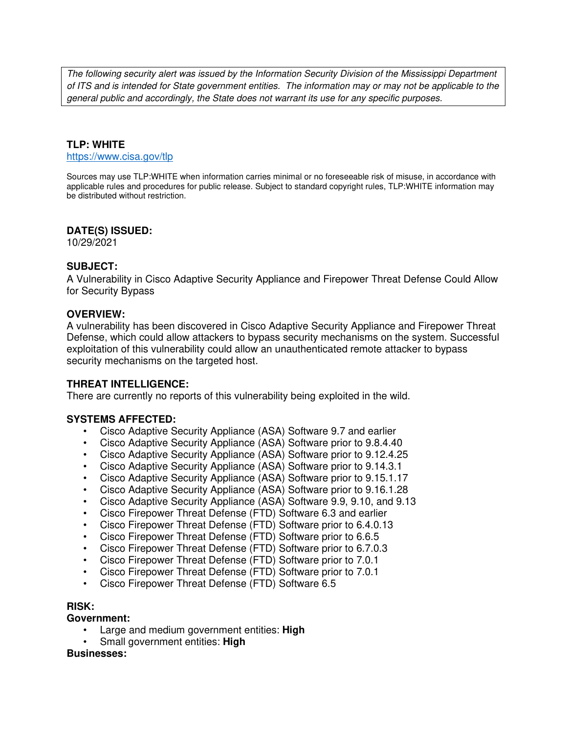*The following security alert was issued by the Information Security Division of the Mississippi Department of ITS and is intended for State government entities. The information may or may not be applicable to the general public and accordingly, the State does not warrant its use for any specific purposes.*

**TLP: WHITE**
https://www.cisa.gov/tlp

Sources may use TLP:WHITE when information carries minimal or no foreseeable risk of misuse, in accordance with applicable rules and procedures for public release. Subject to standard copyright rules, TLP:WHITE information may be distributed without restriction.

**DATE(S) ISSUED:**
10/29/2021

**SUBJECT:**
A Vulnerability in Cisco Adaptive Security Appliance and Firepower Threat Defense Could Allow for Security Bypass

**OVERVIEW:**
A vulnerability has been discovered in Cisco Adaptive Security Appliance and Firepower Threat Defense, which could allow attackers to bypass security mechanisms on the system. Successful exploitation of this vulnerability could allow an unauthenticated remote attacker to bypass security mechanisms on the targeted host.

**THREAT INTELLIGENCE:**
There are currently no reports of this vulnerability being exploited in the wild.

**SYSTEMS AFFECTED:**

- Cisco Adaptive Security Appliance (ASA) Software 9.7 and earlier
- Cisco Adaptive Security Appliance (ASA) Software prior to 9.8.4.40
- Cisco Adaptive Security Appliance (ASA) Software prior to 9.12.4.25
- Cisco Adaptive Security Appliance (ASA) Software prior to 9.14.3.1
- Cisco Adaptive Security Appliance (ASA) Software prior to 9.15.1.17
- Cisco Adaptive Security Appliance (ASA) Software prior to 9.16.1.28
- Cisco Adaptive Security Appliance (ASA) Software 9.9, 9.10, and 9.13
- Cisco Firepower Threat Defense (FTD) Software 6.3 and earlier
- Cisco Firepower Threat Defense (FTD) Software prior to 6.4.0.13
- Cisco Firepower Threat Defense (FTD) Software prior to 6.6.5
- Cisco Firepower Threat Defense (FTD) Software prior to 6.7.0.3
- Cisco Firepower Threat Defense (FTD) Software prior to 7.0.1
- Cisco Firepower Threat Defense (FTD) Software prior to 7.0.1
- Cisco Firepower Threat Defense (FTD) Software 6.5

**RISK:**
**Government:**

- Large and medium government entities: **High**
- Small government entities: **High**

**Businesses:**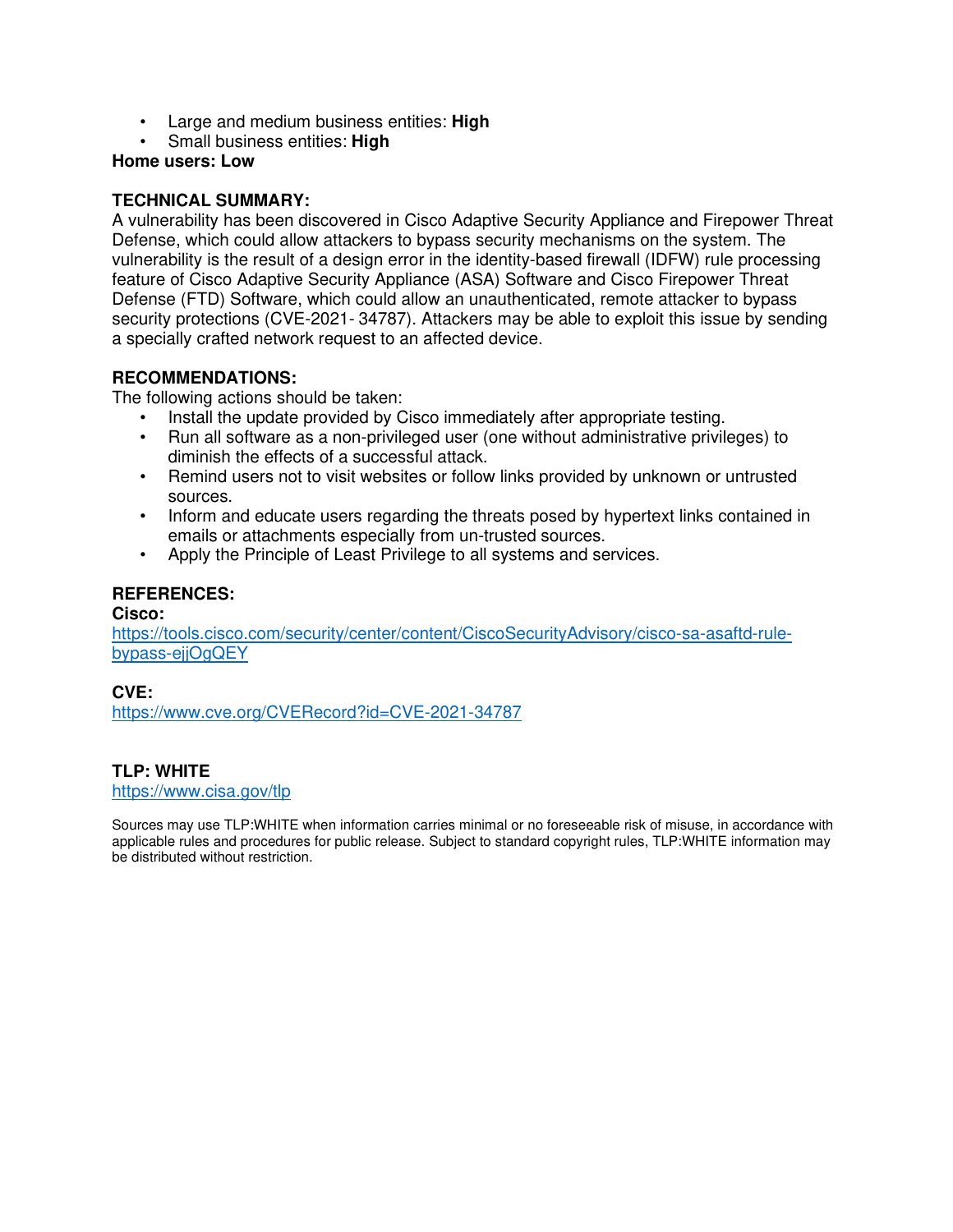- Large and medium business entities: **High**
- Small business entities: **High**

**Home users: Low**

**TECHNICAL SUMMARY:**
A vulnerability has been discovered in Cisco Adaptive Security Appliance and Firepower Threat Defense, which could allow attackers to bypass security mechanisms on the system. The vulnerability is the result of a design error in the identity-based firewall (IDFW) rule processing feature of Cisco Adaptive Security Appliance (ASA) Software and Cisco Firepower Threat Defense (FTD) Software, which could allow an unauthenticated, remote attacker to bypass security protections (CVE-2021- 34787). Attackers may be able to exploit this issue by sending a specially crafted network request to an affected device.

**RECOMMENDATIONS:**
The following actions should be taken:

- Install the update provided by Cisco immediately after appropriate testing.
- Run all software as a non-privileged user (one without administrative privileges) to diminish the effects of a successful attack.
- Remind users not to visit websites or follow links provided by unknown or untrusted sources.
- Inform and educate users regarding the threats posed by hypertext links contained in emails or attachments especially from un-trusted sources.
- Apply the Principle of Least Privilege to all systems and services.

**REFERENCES:**

**Cisco:**
https://tools.cisco.com/security/center/content/CiscoSecurityAdvisory/cisco-sa-asaftd-rule-bypass-ejjOgQEY

**CVE:**
https://www.cve.org/CVERecord?id=CVE-2021-34787

**TLP: WHITE**
https://www.cisa.gov/tlp

Sources may use TLP:WHITE when information carries minimal or no foreseeable risk of misuse, in accordance with applicable rules and procedures for public release. Subject to standard copyright rules, TLP:WHITE information may be distributed without restriction.